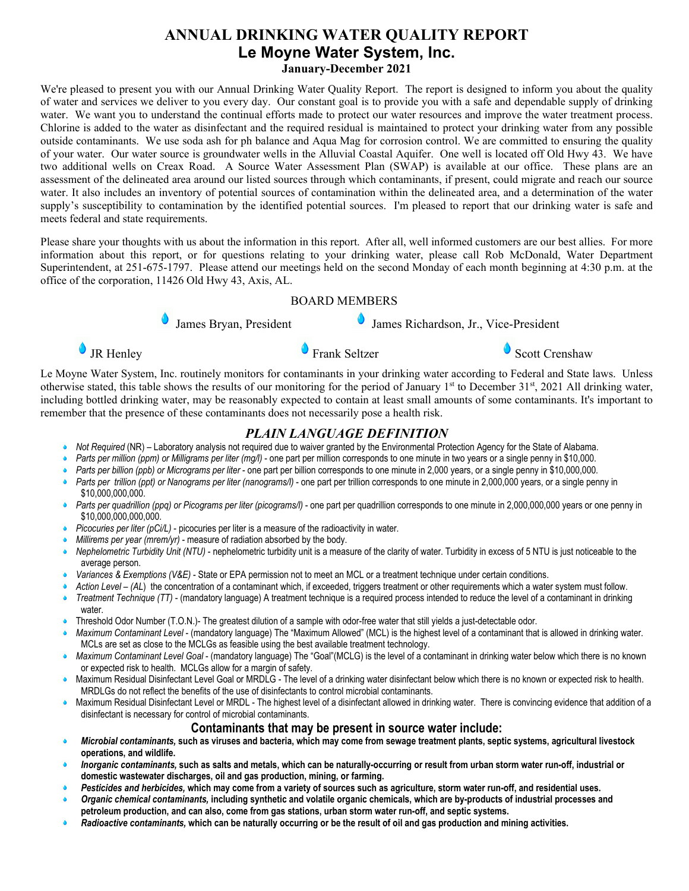# ANNUAL DRINKING WATER QUALITY REPORT
## Le Moyne Water System, Inc.
### January-December 2021

We're pleased to present you with our Annual Drinking Water Quality Report. The report is designed to inform you about the quality of water and services we deliver to you every day. Our constant goal is to provide you with a safe and dependable supply of drinking water. We want you to understand the continual efforts made to protect our water resources and improve the water treatment process. Chlorine is added to the water as disinfectant and the required residual is maintained to protect your drinking water from any possible outside contaminants. We use soda ash for ph balance and Aqua Mag for corrosion control. We are committed to ensuring the quality of your water. Our water source is groundwater wells in the Alluvial Coastal Aquifer. One well is located off Old Hwy 43. We have two additional wells on Creax Road. A Source Water Assessment Plan (SWAP) is available at our office. These plans are an assessment of the delineated area around our listed sources through which contaminants, if present, could migrate and reach our source water. It also includes an inventory of potential sources of contamination within the delineated area, and a determination of the water supply's susceptibility to contamination by the identified potential sources. I'm pleased to report that our drinking water is safe and meets federal and state requirements.

Please share your thoughts with us about the information in this report. After all, well informed customers are our best allies. For more information about this report, or for questions relating to your drinking water, please call Rob McDonald, Water Department Superintendent, at 251-675-1797. Please attend our meetings held on the second Monday of each month beginning at 4:30 p.m. at the office of the corporation, 11426 Old Hwy 43, Axis, AL.

BOARD MEMBERS

- James Bryan, President
- James Richardson, Jr., Vice-President
- JR Henley
- Frank Seltzer
- Scott Crenshaw

Le Moyne Water System, Inc. routinely monitors for contaminants in your drinking water according to Federal and State laws. Unless otherwise stated, this table shows the results of our monitoring for the period of January 1st to December 31st, 2021 All drinking water, including bottled drinking water, may be reasonably expected to contain at least small amounts of some contaminants. It's important to remember that the presence of these contaminants does not necessarily pose a health risk.

## *PLAIN LANGUAGE DEFINITION*

- *Not Required* (NR) – Laboratory analysis not required due to waiver granted by the Environmental Protection Agency for the State of Alabama.
- *Parts per million (ppm) or Milligrams per liter (mg/l)* - one part per million corresponds to one minute in two years or a single penny in $10,000.
- *Parts per billion (ppb) or Micrograms per liter* - one part per billion corresponds to one minute in 2,000 years, or a single penny in $10,000,000.
- *Parts per trillion (ppt) or Nanograms per liter (nanograms/l)* - one part per trillion corresponds to one minute in 2,000,000 years, or a single penny in $10,000,000,000.
- *Parts per quadrillion (ppq) or Picograms per liter (picograms/l)* - one part per quadrillion corresponds to one minute in 2,000,000,000 years or one penny in $10,000,000,000,000.
- *Picocuries per liter (pCi/L)* - picocuries per liter is a measure of the radioactivity in water.
- *Millirems per year (mrem/yr)* - measure of radiation absorbed by the body.
- *Nephelometric Turbidity Unit (NTU)* - nephelometric turbidity unit is a measure of the clarity of water. Turbidity in excess of 5 NTU is just noticeable to the average person.
- *Variances & Exemptions (V&E)* - State or EPA permission not to meet an MCL or a treatment technique under certain conditions.
- *Action Level – (AL*) the concentration of a contaminant which, if exceeded, triggers treatment or other requirements which a water system must follow.
- *Treatment Technique (TT)* - (mandatory language) A treatment technique is a required process intended to reduce the level of a contaminant in drinking water.
- Threshold Odor Number (T.O.N.)- The greatest dilution of a sample with odor-free water that still yields a just-detectable odor.
- *Maximum Contaminant Level* - (mandatory language) The "Maximum Allowed" (MCL) is the highest level of a contaminant that is allowed in drinking water. MCLs are set as close to the MCLGs as feasible using the best available treatment technology.
- *Maximum Contaminant Level Goal* - (mandatory language) The "Goal"(MCLG) is the level of a contaminant in drinking water below which there is no known or expected risk to health. MCLGs allow for a margin of safety.
- Maximum Residual Disinfectant Level Goal or MRDLG - The level of a drinking water disinfectant below which there is no known or expected risk to health. MRDLGs do not reflect the benefits of the use of disinfectants to control microbial contaminants.
- Maximum Residual Disinfectant Level or MRDL - The highest level of a disinfectant allowed in drinking water. There is convincing evidence that addition of a disinfectant is necessary for control of microbial contaminants.

### Contaminants that may be present in source water include:

- ***Microbial contaminants,* such as viruses and bacteria, which may come from sewage treatment plants, septic systems, agricultural livestock operations, and wildlife.**
- ***Inorganic contaminants,* such as salts and metals, which can be naturally-occurring or result from urban storm water run-off, industrial or domestic wastewater discharges, oil and gas production, mining, or farming.**
- ***Pesticides and herbicides,* which may come from a variety of sources such as agriculture, storm water run-off, and residential uses.**
- ***Organic chemical contaminants,* including synthetic and volatile organic chemicals, which are by-products of industrial processes and petroleum production, and can also, come from gas stations, urban storm water run-off, and septic systems.**
- ***Radioactive contaminants,* which can be naturally occurring or be the result of oil and gas production and mining activities.**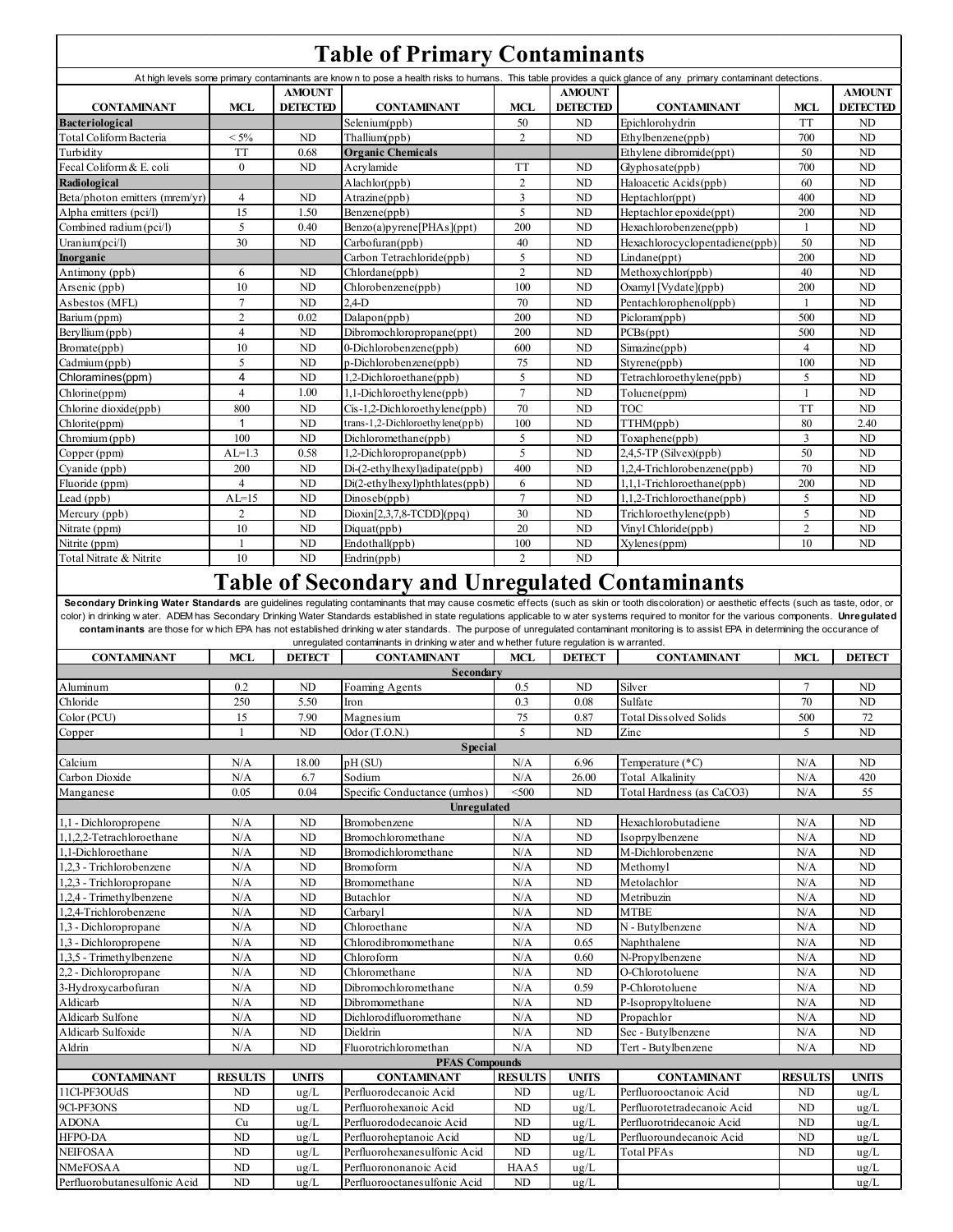# Table of Primary Contaminants

At high levels some primary contaminants are known to pose a health risks to humans. This table provides a quick glance of any primary contaminant detections.

| CONTAMINANT | MCL | AMOUNT DETECTED | CONTAMINANT | MCL | AMOUNT DETECTED | CONTAMINANT | MCL | AMOUNT DETECTED |
|---|---|---|---|---|---|---|---|---|
| **Bacteriological** | | | Selenium(ppb) | 50 | ND | Epichlorohydrin | TT | ND |
| Total Coliform Bacteria | < 5% | ND | Thallium(ppb) | 2 | ND | Ethylbenzene(ppb) | 700 | ND |
| Turbidity | TT | 0.68 | **Organic Chemicals** | | | Ethylene dibromide(ppt) | 50 | ND |
| Fecal Coliform & E. coli | 0 | ND | Acrylamide | TT | ND | Glyphosate(ppb) | 700 | ND |
| **Radiological** | | | Alachlor(ppb) | 2 | ND | Haloacetic Acids(ppb) | 60 | ND |
| Beta/photon emitters (mrem/yr) | 4 | ND | Atrazine(ppb) | 3 | ND | Heptachlor(ppt) | 400 | ND |
| Alpha emitters (pci/l) | 15 | 1.50 | Benzene(ppb) | 5 | ND | Heptachlor epoxide(ppt) | 200 | ND |
| Combined radium (pci/l) | 5 | 0.40 | Benzo(a)pyrene[PHAs](ppt) | 200 | ND | Hexachlorobenzene(ppb) | 1 | ND |
| Uranium(pci/l) | 30 | ND | Carbofuran(ppb) | 40 | ND | Hexachlorocyclopentadiene(ppb) | 50 | ND |
| **Inorganic** | | | Carbon Tetrachloride(ppb) | 5 | ND | Lindane(ppt) | 200 | ND |
| Antimony (ppb) | 6 | ND | Chlordane(ppb) | 2 | ND | Methoxychlor(ppb) | 40 | ND |
| Arsenic (ppb) | 10 | ND | Chlorobenzene(ppb) | 100 | ND | Oxamyl [Vydate](ppb) | 200 | ND |
| Asbestos (MFL) | 7 | ND | 2,4-D | 70 | ND | Pentachlorophenol(ppb) | 1 | ND |
| Barium (ppm) | 2 | 0.02 | Dalapon(ppb) | 200 | ND | Picloram(ppb) | 500 | ND |
| Beryllium (ppb) | 4 | ND | Dibromochloropropane(ppt) | 200 | ND | PCBs(ppt) | 500 | ND |
| Bromate(ppb) | 10 | ND | 0-Dichlorobenzene(ppb) | 600 | ND | Simazine(ppb) | 4 | ND |
| Cadmium (ppb) | 5 | ND | p-Dichlorobenzene(ppb) | 75 | ND | Styrene(ppb) | 100 | ND |
| Chloramines(ppm) | 4 | ND | 1,2-Dichloroethane(ppb) | 5 | ND | Tetrachloroethylene(ppb) | 5 | ND |
| Chlorine(ppm) | 4 | 1.00 | 1,1-Dichloroethylene(ppb) | 7 | ND | Toluene(ppm) | 1 | ND |
| Chlorine dioxide(ppb) | 800 | ND | Cis-1,2-Dichloroethylene(ppb) | 70 | ND | TOC | TT | ND |
| Chlorite(ppm) | 1 | ND | trans-1,2-Dichloroethylene(ppb) | 100 | ND | TTHM(ppb) | 80 | 2.40 |
| Chromium (ppb) | 100 | ND | Dichloromethane(ppb) | 5 | ND | Toxaphene(ppb) | 3 | ND |
| Copper (ppm) | AL=1.3 | 0.58 | 1,2-Dichloropropane(ppb) | 5 | ND | 2,4,5-TP (Silvex)(ppb) | 50 | ND |
| Cyanide (ppb) | 200 | ND | Di-(2-ethylhexyl)adipate(ppb) | 400 | ND | 1,2,4-Trichlorobenzene(ppb) | 70 | ND |
| Fluoride (ppm) | 4 | ND | Di(2-ethylhexyl)phthlates(ppb) | 6 | ND | 1,1,1-Trichloroethane(ppb) | 200 | ND |
| Lead (ppb) | AL=15 | ND | Dinoseb(ppb) | 7 | ND | 1,1,2-Trichloroethane(ppb) | 5 | ND |
| Mercury (ppb) | 2 | ND | Dioxin[2,3,7,8-TCDD](ppq) | 30 | ND | Trichloroethylene(ppb) | 5 | ND |
| Nitrate (ppm) | 10 | ND | Diquat(ppb) | 20 | ND | Vinyl Chloride(ppb) | 2 | ND |
| Nitrite (ppm) | 1 | ND | Endothall(ppb) | 100 | ND | Xylenes(ppm) | 10 | ND |
| Total Nitrate & Nitrite | 10 | ND | Endrin(ppb) | 2 | ND | | | |

# Table of Secondary and Unregulated Contaminants

**Secondary Drinking Water Standards** are guidelines regulating contaminants that may cause cosmetic effects (such as skin or tooth discoloration) or aesthetic effects (such as taste, odor, or color) in drinking water. ADEM has Secondary Drinking Water Standards established in state regulations applicable to water systems required to monitor for the various components. **Unregulated contaminants** are those for which EPA has not established drinking water standards. The purpose of unregulated contaminant monitoring is to assist EPA in determining the occurance of unregulated contaminants in drinking water and whether future regulation is warranted.

| CONTAMINANT | MCL | DETECT | CONTAMINANT | MCL | DETECT | CONTAMINANT | MCL | DETECT |
|---|---|---|---|---|---|---|---|---|
| | | | | **Secondary** | | | | |
| Aluminum | 0.2 | ND | Foaming Agents | 0.5 | ND | Silver | 7 | ND |
| Chloride | 250 | 5.50 | Iron | 0.3 | 0.08 | Sulfate | 70 | ND |
| Color (PCU) | 15 | 7.90 | Magnesium | 75 | 0.87 | Total Dissolved Solids | 500 | 72 |
| Copper | 1 | ND | Odor (T.O.N.) | 5 | ND | Zinc | 5 | ND |
| | | | | **Special** | | | | |
| Calcium | N/A | 18.00 | pH (SU) | N/A | 6.96 | Temperature (*C) | N/A | ND |
| Carbon Dioxide | N/A | 6.7 | Sodium | N/A | 26.00 | Total Alkalinity | N/A | 420 |
| Manganese | 0.05 | 0.04 | Specific Conductance (umhos) | <500 | ND | Total Hardness (as CaCO3) | N/A | 55 |
| | | | | **Unregulated** | | | | |
| 1,1 - Dichloropropene | N/A | ND | Bromobenzene | N/A | ND | Hexachlorobutadiene | N/A | ND |
| 1,1,2,2-Tetrachloroethane | N/A | ND | Bromochloromethane | N/A | ND | Isoprpylbenzene | N/A | ND |
| 1,1-Dichloroethane | N/A | ND | Bromodichloromethane | N/A | ND | M-Dichlorobenzene | N/A | ND |
| 1,2,3 - Trichlorobenzene | N/A | ND | Bromoform | N/A | ND | Methomyl | N/A | ND |
| 1,2,3 - Trichloropropane | N/A | ND | Bromomethane | N/A | ND | Metolachlor | N/A | ND |
| 1,2,4 - Trimethylbenzene | N/A | ND | Butachlor | N/A | ND | Metribuzin | N/A | ND |
| 1,2,4-Trichlorobenzene | N/A | ND | Carbaryl | N/A | ND | MTBE | N/A | ND |
| 1,3 - Dichloropropane | N/A | ND | Chloroethane | N/A | ND | N - Butylbenzene | N/A | ND |
| 1,3 - Dichloropropene | N/A | ND | Chlorodibromomethane | N/A | 0.65 | Naphthalene | N/A | ND |
| 1,3,5 - Trimethylbenzene | N/A | ND | Chloroform | N/A | 0.60 | N-Propylbenzene | N/A | ND |
| 2,2 - Dichloropropane | N/A | ND | Chloromethane | N/A | ND | O-Chlorotoluene | N/A | ND |
| 3-Hydroxycarbofuran | N/A | ND | Dibromochloromethane | N/A | 0.59 | P-Chlorotoluene | N/A | ND |
| Aldicarb | N/A | ND | Dibromomethane | N/A | ND | P-Isopropyltoluene | N/A | ND |
| Aldicarb Sulfone | N/A | ND | Dichlorodifluoromethane | N/A | ND | Propachlor | N/A | ND |
| Aldicarb Sulfoxide | N/A | ND | Dieldrin | N/A | ND | Sec - Butylbenzene | N/A | ND |
| Aldrin | N/A | ND | Fluorotrichloromethan | N/A | ND | Tert - Butylbenzene | N/A | ND |
| | | | | **PFAS Compounds** | | | | |
| **CONTAMINANT** | **RESULTS** | **UNITS** | **CONTAMINANT** | **RESULTS** | **UNITS** | **CONTAMINANT** | **RESULTS** | **UNITS** |
| 11Cl-PF3OUdS | ND | ug/L | Perfluorodecanoic Acid | ND | ug/L | Perfluorooctanoic Acid | ND | ug/L |
| 9Cl-PF3ONS | ND | ug/L | Perfluorohexanoic Acid | ND | ug/L | Perfluorotetradecanoic Acid | ND | ug/L |
| ADONA | Cu | ug/L | Perfluorododecanoic Acid | ND | ug/L | Perfluorotridecanoic Acid | ND | ug/L |
| HFPO-DA | ND | ug/L | Perfluoroheptanoic Acid | ND | ug/L | Perfluoroundecanoic Acid | ND | ug/L |
| NEtFOSAA | ND | ug/L | Perfluorohexanesulfonic Acid | ND | ug/L | Total PFAs | ND | ug/L |
| NMeFOSAA | ND | ug/L | Perfluorononanoic Acid | HAA5 | ug/L | | | ug/L |
| Perfluorobutanesulfonic Acid | ND | ug/L | Perfluorooctanesulfonic Acid | ND | ug/L | | | ug/L |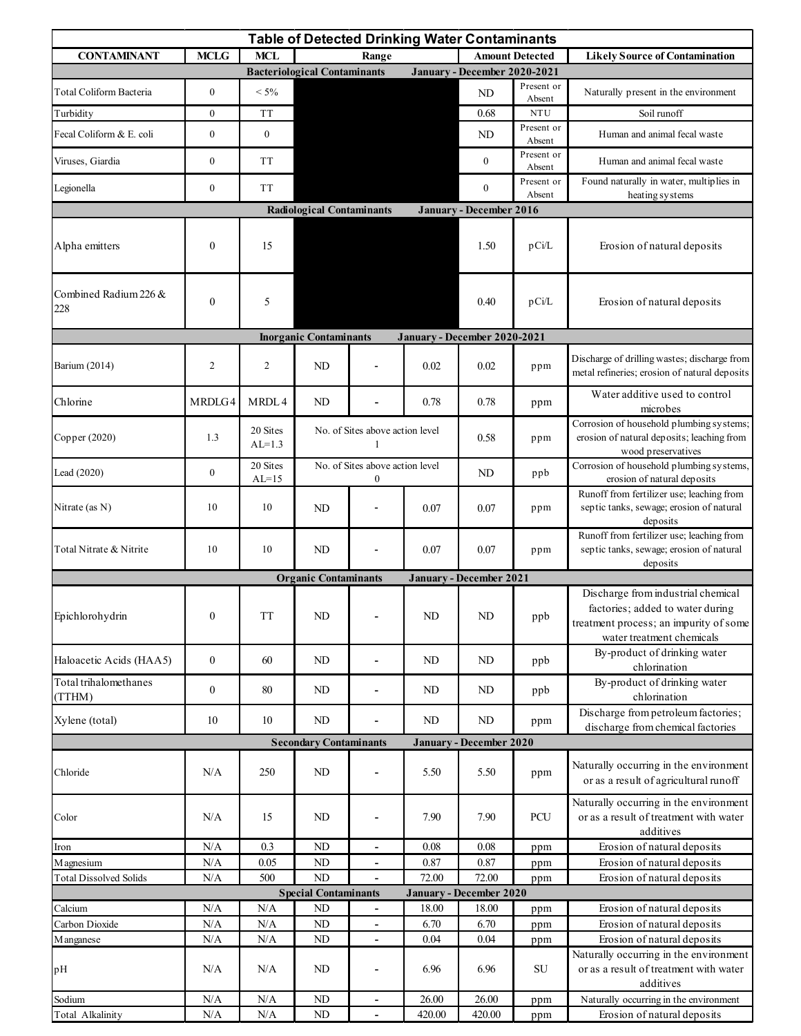# Table of Detected Drinking Water Contaminants

| CONTAMINANT | MCLG | MCL | Range | | | Amount Detected | | Likely Source of Contamination |
|---|---|---|---|---|---|---|---|---|
| **Bacteriological Contaminants January - December 2020-2021** | | | | | | | | |
| Total Coliform Bacteria | 0 | < 5% | | | | ND | Present or Absent | Naturally present in the environment |
| Turbidity | 0 | TT | | | | 0.68 | NTU | Soil runoff |
| Fecal Coliform & E. coli | 0 | 0 | | | | ND | Present or Absent | Human and animal fecal waste |
| Viruses, Giardia | 0 | TT | | | | 0 | Present or Absent | Human and animal fecal waste |
| Legionella | 0 | TT | | | | 0 | Present or Absent | Found naturally in water, multiplies in heating systems |
| **Radiological Contaminants January - December 2016** | | | | | | | | |
| Alpha emitters | 0 | 15 | | | | 1.50 | pCi/L | Erosion of natural deposits |
| Combined Radium 226 & 228 | 0 | 5 | | | | 0.40 | pCi/L | Erosion of natural deposits |
| **Inorganic Contaminants January - December 2020-2021** | | | | | | | | |
| Barium (2014) | 2 | 2 | ND | - | 0.02 | 0.02 | ppm | Discharge of drilling wastes; discharge from metal refineries; erosion of natural deposits |
| Chlorine | MRDLG 4 | MRDL 4 | ND | - | 0.78 | 0.78 | ppm | Water additive used to control microbes |
| Copper (2020) | 1.3 | 20 Sites AL=1.3 | No. of Sites above action level 1 | | | 0.58 | ppm | Corrosion of household plumbing systems; erosion of natural deposits; leaching from wood preservatives |
| Lead (2020) | 0 | 20 Sites AL=15 | No. of Sites above action level 0 | | | ND | ppb | Corrosion of household plumbing systems, erosion of natural deposits |
| Nitrate (as N) | 10 | 10 | ND | - | 0.07 | 0.07 | ppm | Runoff from fertilizer use; leaching from septic tanks, sewage; erosion of natural deposits |
| Total Nitrate & Nitrite | 10 | 10 | ND | - | 0.07 | 0.07 | ppm | Runoff from fertilizer use; leaching from septic tanks, sewage; erosion of natural deposits |
| **Organic Contaminants January - December 2021** | | | | | | | | |
| Epichlorohydrin | 0 | TT | ND | - | ND | ND | ppb | Discharge from industrial chemical factories; added to water during treatment process; an impurity of some water treatment chemicals |
| Haloacetic Acids (HAA5) | 0 | 60 | ND | - | ND | ND | ppb | By-product of drinking water chlorination |
| Total trihalomethanes (TTHM) | 0 | 80 | ND | - | ND | ND | ppb | By-product of drinking water chlorination |
| Xylene (total) | 10 | 10 | ND | - | ND | ND | ppm | Discharge from petroleum factories; discharge from chemical factories |
| **Secondary Contaminants January - December 2020** | | | | | | | | |
| Chloride | N/A | 250 | ND | - | 5.50 | 5.50 | ppm | Naturally occurring in the environment or as a result of agricultural runoff |
| Color | N/A | 15 | ND | - | 7.90 | 7.90 | PCU | Naturally occurring in the environment or as a result of treatment with water additives |
| Iron | N/A | 0.3 | ND | - | 0.08 | 0.08 | ppm | Erosion of natural deposits |
| Magnesium | N/A | 0.05 | ND | - | 0.87 | 0.87 | ppm | Erosion of natural deposits |
| Total Dissolved Solids | N/A | 500 | ND | - | 72.00 | 72.00 | ppm | Erosion of natural deposits |
| **Special Contaminants January - December 2020** | | | | | | | | |
| Calcium | N/A | N/A | ND | - | 18.00 | 18.00 | ppm | Erosion of natural deposits |
| Carbon Dioxide | N/A | N/A | ND | - | 6.70 | 6.70 | ppm | Erosion of natural deposits |
| Manganese | N/A | N/A | ND | - | 0.04 | 0.04 | ppm | Erosion of natural deposits |
| pH | N/A | N/A | ND | - | 6.96 | 6.96 | SU | Naturally occurring in the environment or as a result of treatment with water additives |
| Sodium | N/A | N/A | ND | - | 26.00 | 26.00 | ppm | Naturally occurring in the environment |
| Total Alkalinity | N/A | N/A | ND | - | 420.00 | 420.00 | ppm | Erosion of natural deposits |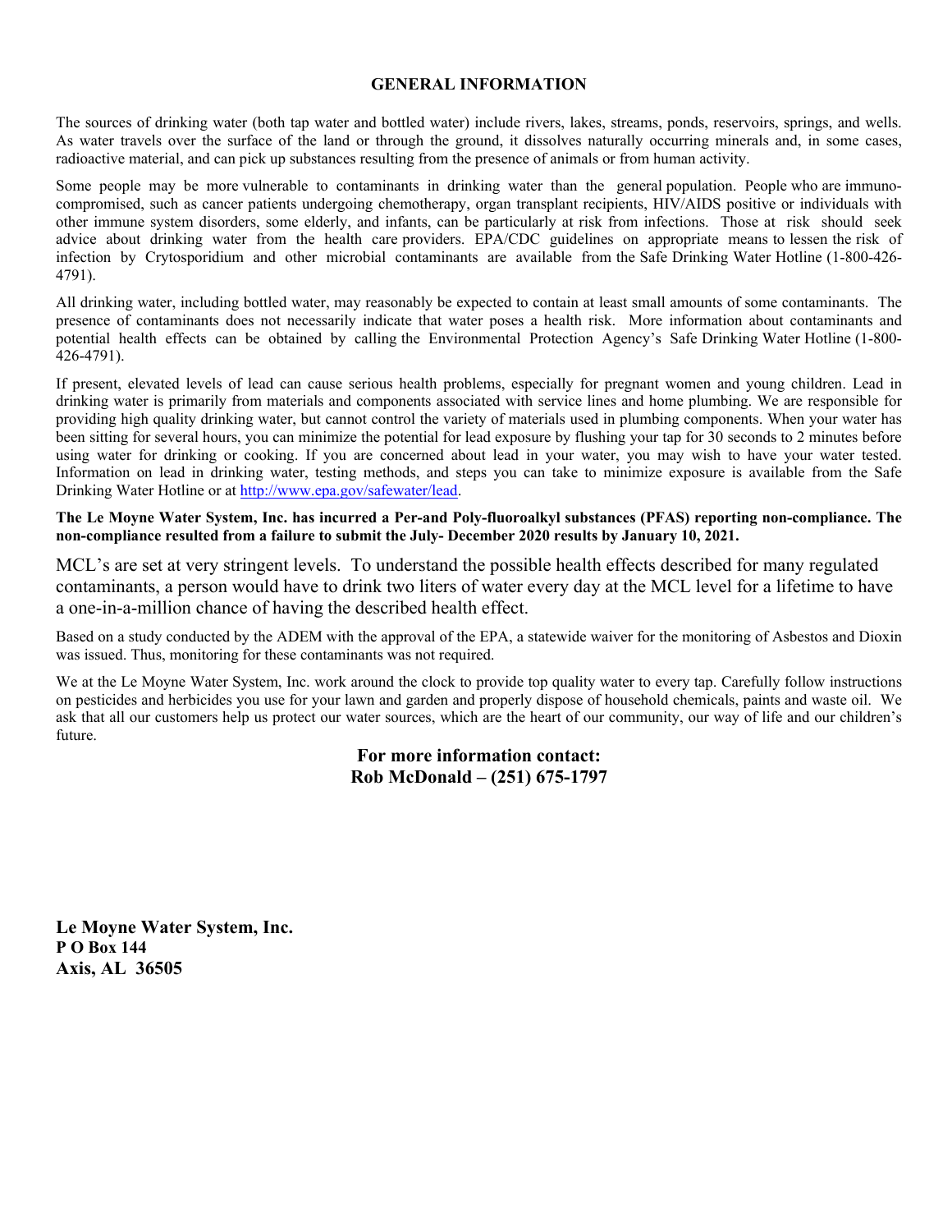## GENERAL INFORMATION

The sources of drinking water (both tap water and bottled water) include rivers, lakes, streams, ponds, reservoirs, springs, and wells. As water travels over the surface of the land or through the ground, it dissolves naturally occurring minerals and, in some cases, radioactive material, and can pick up substances resulting from the presence of animals or from human activity.

Some people may be more vulnerable to contaminants in drinking water than the general population. People who are immuno-compromised, such as cancer patients undergoing chemotherapy, organ transplant recipients, HIV/AIDS positive or individuals with other immune system disorders, some elderly, and infants, can be particularly at risk from infections. Those at risk should seek advice about drinking water from the health care providers. EPA/CDC guidelines on appropriate means to lessen the risk of infection by Crytosporidium and other microbial contaminants are available from the Safe Drinking Water Hotline (1-800-426-4791).

All drinking water, including bottled water, may reasonably be expected to contain at least small amounts of some contaminants. The presence of contaminants does not necessarily indicate that water poses a health risk. More information about contaminants and potential health effects can be obtained by calling the Environmental Protection Agency's Safe Drinking Water Hotline (1-800-426-4791).

If present, elevated levels of lead can cause serious health problems, especially for pregnant women and young children. Lead in drinking water is primarily from materials and components associated with service lines and home plumbing. We are responsible for providing high quality drinking water, but cannot control the variety of materials used in plumbing components. When your water has been sitting for several hours, you can minimize the potential for lead exposure by flushing your tap for 30 seconds to 2 minutes before using water for drinking or cooking. If you are concerned about lead in your water, you may wish to have your water tested. Information on lead in drinking water, testing methods, and steps you can take to minimize exposure is available from the Safe Drinking Water Hotline or at http://www.epa.gov/safewater/lead.

**The Le Moyne Water System, Inc. has incurred a Per-and Poly-fluoroalkyl substances (PFAS) reporting non-compliance. The non-compliance resulted from a failure to submit the July- December 2020 results by January 10, 2021.**

MCL's are set at very stringent levels. To understand the possible health effects described for many regulated contaminants, a person would have to drink two liters of water every day at the MCL level for a lifetime to have a one-in-a-million chance of having the described health effect.

Based on a study conducted by the ADEM with the approval of the EPA, a statewide waiver for the monitoring of Asbestos and Dioxin was issued. Thus, monitoring for these contaminants was not required.

We at the Le Moyne Water System, Inc. work around the clock to provide top quality water to every tap. Carefully follow instructions on pesticides and herbicides you use for your lawn and garden and properly dispose of household chemicals, paints and waste oil. We ask that all our customers help us protect our water sources, which are the heart of our community, our way of life and our children's future.

**For more information contact:**
**Rob McDonald – (251) 675-1797**

**Le Moyne Water System, Inc.**
**P O Box 144**
**Axis, AL 36505**